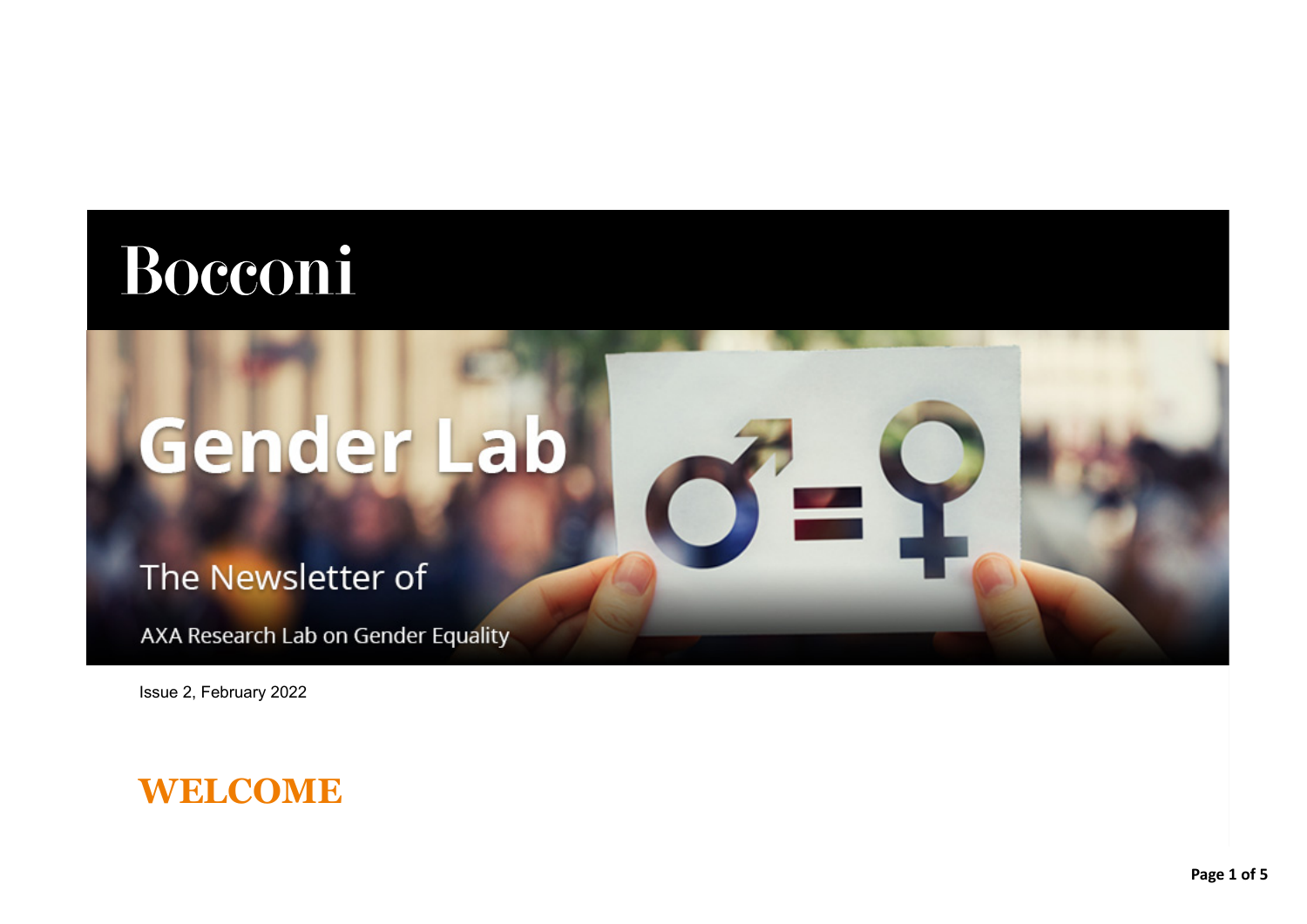Bocconi

# Gender Lab

The Newsletter of

AXA Research Lab on Gender Equality

Issue 2, February 2022

## WELCOME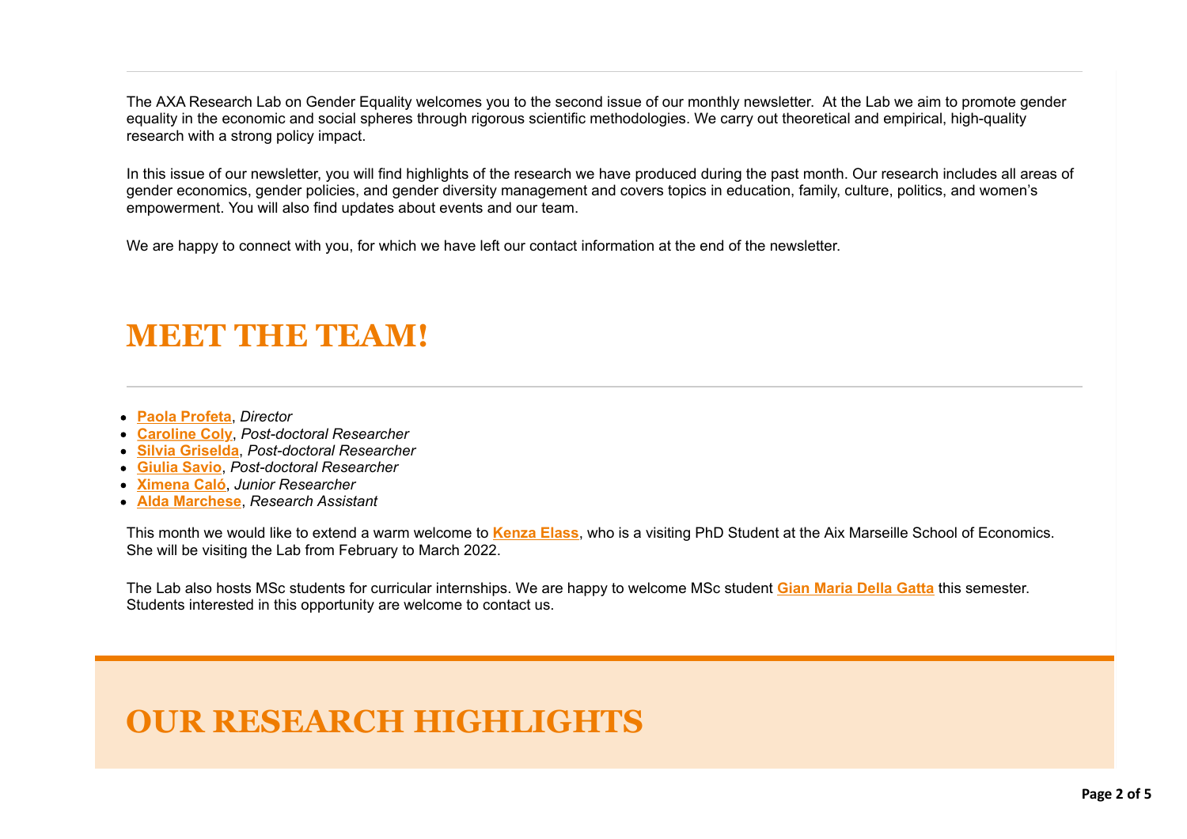The AXA Research Lab on Gender Equality welcomes you to the second issue of our monthly newsletter.  At the Lab we aim to promote gender equality in the economic and social spheres through rigorous scientific methodologies. We carry out theoretical and empirical, high-quality research with a strong policy impact.

In this issue of our newsletter, you will find highlights of the research we have produced during the past month. Our research includes all areas of gender economics, gender policies, and gender diversity management and covers topics in education, family, culture, politics, and women's empowerment. You will also find updates about events and our team.

We are happy to connect with you, for which we have left our contact information at the end of the newsletter.

# MEET THE TEAM!

- **Paola Profeta**, *Director*
- **Caroline Coly**, *Post-doctoral Researcher*
- **Silvia Griselda**, *Post-doctoral Researcher*
- **Giulia Savio**, *Post-doctoral Researcher*
- **Ximena Caló**, *Junior Researcher*
- **Alda Marchese**, *Research Assistant*

This month we would like to extend a warm welcome to **Kenza Elass**, who is a visiting PhD Student at the Aix Marseille School of Economics. She will be visiting the Lab from February to March 2022.

The Lab also hosts MSc students for curricular internships. We are happy to welcome MSc student **Gian Maria Della Gatta** this semester. Students interested in this opportunity are welcome to contact us.

# OUR RESEARCH HIGHLIGHTS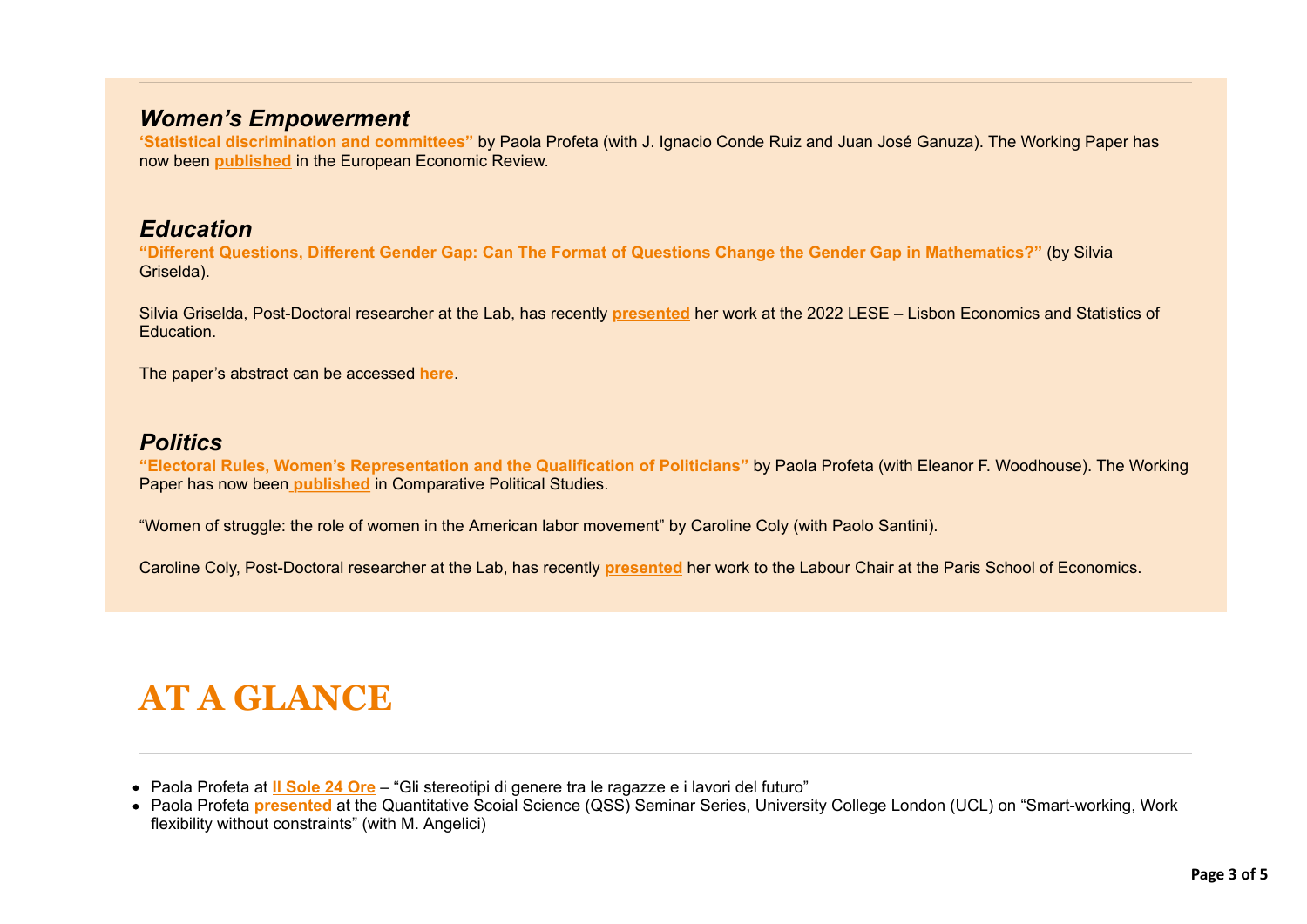## *Women's Empowerment*

**'Statistical discrimination and committees"** by Paola Profeta (with J. Ignacio Conde Ruiz and Juan José Ganuza). The Working Paper has now been **published** in the European Economic Review.

## *Education*

**"Different Questions, Different Gender Gap: Can The Format of Questions Change the Gender Gap in Mathematics?"** (by Silvia Griselda).

Silvia Griselda, Post-Doctoral researcher at the Lab, has recently **presented** her work at the 2022 LESE – Lisbon Economics and Statistics of Education.

The paper's abstract can be accessed **here**.

## *Politics*

**"Electoral Rules, Women's Representation and the Qualification of Politicians"** by Paola Profeta (with Eleanor F. Woodhouse). The Working Paper has now been **published** in Comparative Political Studies.

"Women of struggle: the role of women in the American labor movement" by Caroline Coly (with Paolo Santini).

Caroline Coly, Post-Doctoral researcher at the Lab, has recently **presented** her work to the Labour Chair at the Paris School of Economics.

# AT A GLANCE

- Paola Profeta at **Il Sole 24 Ore** – "Gli stereotipi di genere tra le ragazze e i lavori del futuro"
- Paola Profeta **presented** at the Quantitative Scoial Science (QSS) Seminar Series, University College London (UCL) on "Smart-working, Work flexibility without constraints" (with M. Angelici)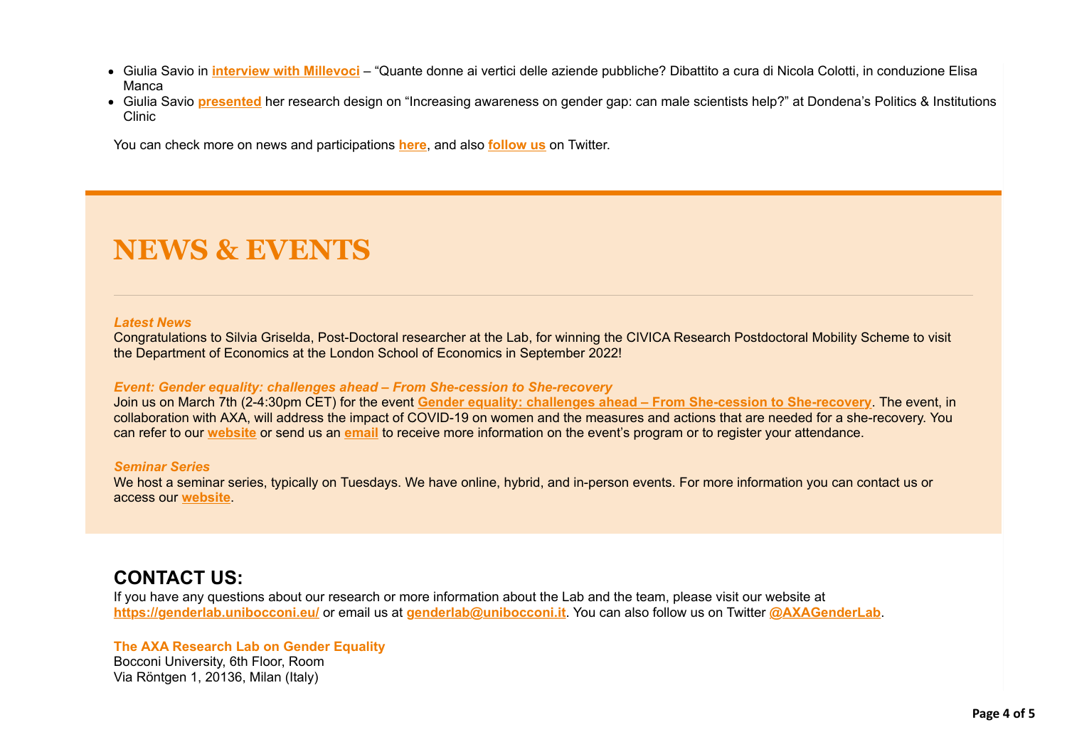- Giulia Savio in **interview with Millevoci** – "Quante donne ai vertici delle aziende pubbliche? Dibattito a cura di Nicola Colotti, in conduzione Elisa Manca
- Giulia Savio **presented** her research design on "Increasing awareness on gender gap: can male scientists help?" at Dondena's Politics & Institutions Clinic

You can check more on news and participations **here**, and also **follow us** on Twitter.

# NEWS & EVENTS

---

***Latest News***

Congratulations to Silvia Griselda, Post-Doctoral researcher at the Lab, for winning the CIVICA Research Postdoctoral Mobility Scheme to visit the Department of Economics at the London School of Economics in September 2022!

***Event: Gender equality: challenges ahead – From She-cession to She-recovery***

Join us on March 7th (2-4:30pm CET) for the event **Gender equality: challenges ahead – From She-cession to She-recovery**. The event, in collaboration with AXA, will address the impact of COVID-19 on women and the measures and actions that are needed for a she-recovery. You can refer to our **website** or send us an **email** to receive more information on the event's program or to register your attendance.

***Seminar Series***

We host a seminar series, typically on Tuesdays. We have online, hybrid, and in-person events. For more information you can contact us or access our **website**.

## CONTACT US:

If you have any questions about our research or more information about the Lab and the team, please visit our website at **https://genderlab.unibocconi.eu/** or email us at **genderlab@unibocconi.it**. You can also follow us on Twitter **@AXAGenderLab**.

**The AXA Research Lab on Gender Equality**
Bocconi University, 6th Floor, Room
Via Röntgen 1, 20136, Milan (Italy)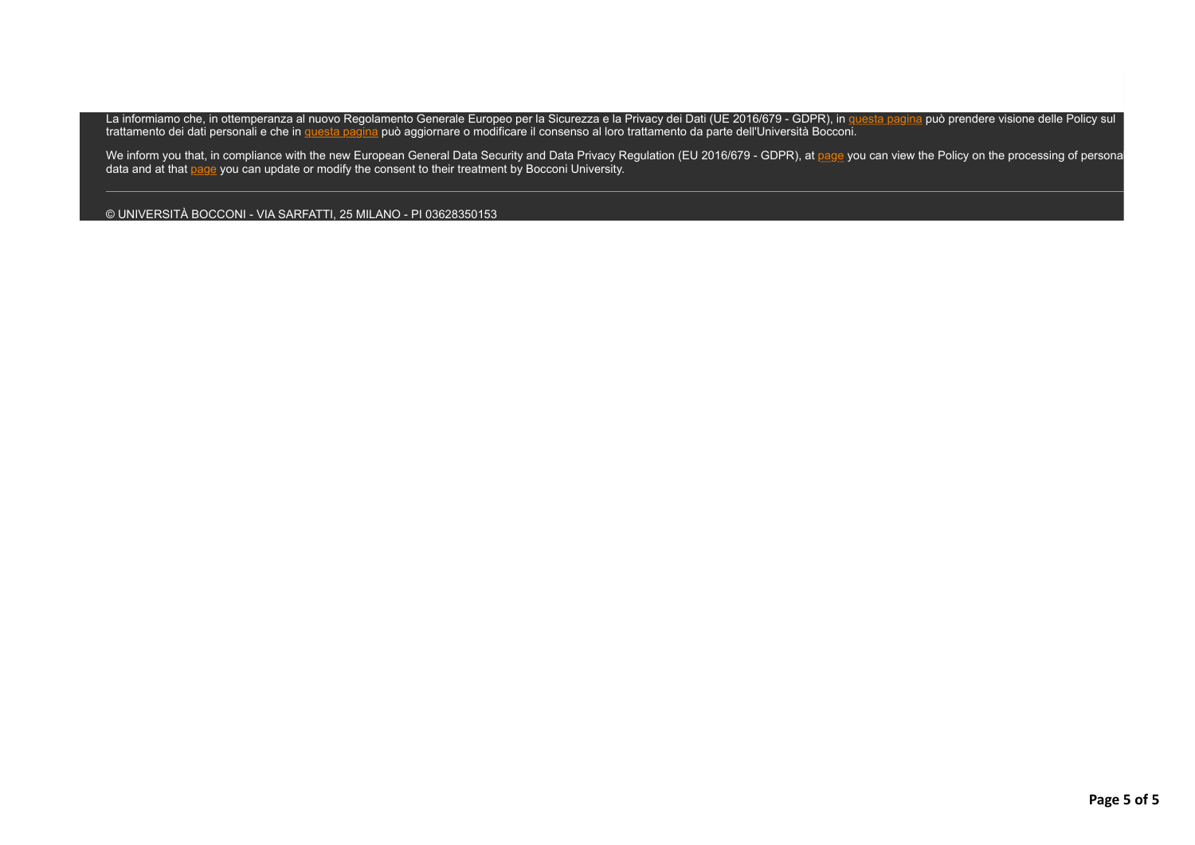La informiamo che, in ottemperanza al nuovo Regolamento Generale Europeo per la Sicurezza e la Privacy dei Dati (UE 2016/679 - GDPR), in questa pagina può prendere visione delle Policy sul trattamento dei dati personali e che in questa pagina può aggiornare o modificare il consenso al loro trattamento da parte dell'Università Bocconi.

We inform you that, in compliance with the new European General Data Security and Data Privacy Regulation (EU 2016/679 - GDPR), at page you can view the Policy on the processing of personal data and at that page you can update or modify the consent to their treatment by Bocconi University.

---

© UNIVERSITÀ BOCCONI - VIA SARFATTI, 25 MILANO - PI 03628350153